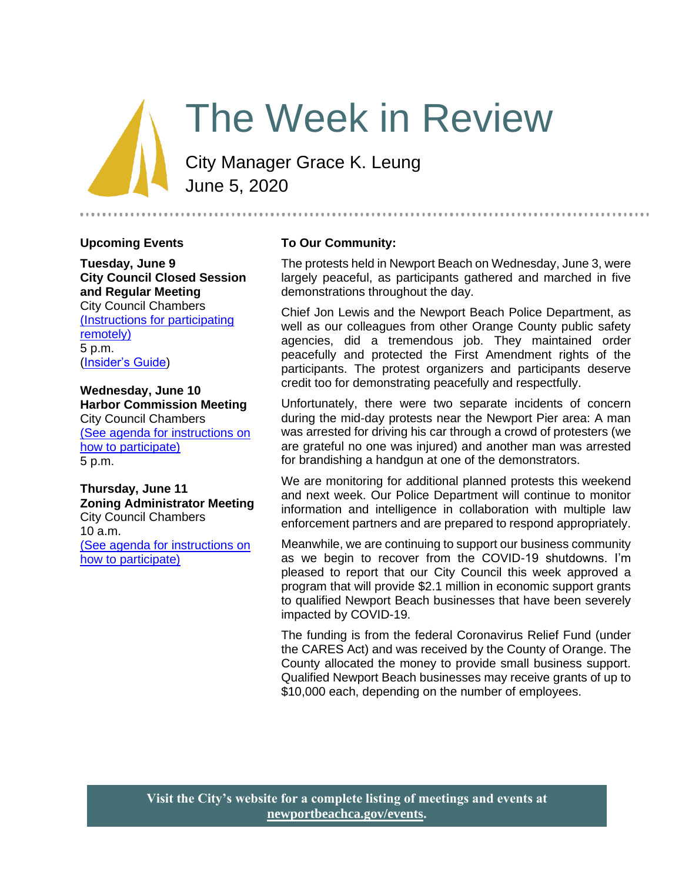# The Week in Review

City Manager Grace K. Leung
June 5, 2020

## Upcoming Events

**Tuesday, June 9**
**City Council Closed Session and Regular Meeting**
City Council Chambers
(Instructions for participating remotely)
5 p.m.
(Insider's Guide)

**Wednesday, June 10**
**Harbor Commission Meeting**
City Council Chambers
(See agenda for instructions on how to participate)
5 p.m.

**Thursday, June 11**
**Zoning Administrator Meeting**
City Council Chambers
10 a.m.
(See agenda for instructions on how to participate)

## To Our Community:

The protests held in Newport Beach on Wednesday, June 3, were largely peaceful, as participants gathered and marched in five demonstrations throughout the day.

Chief Jon Lewis and the Newport Beach Police Department, as well as our colleagues from other Orange County public safety agencies, did a tremendous job. They maintained order peacefully and protected the First Amendment rights of the participants. The protest organizers and participants deserve credit too for demonstrating peacefully and respectfully.

Unfortunately, there were two separate incidents of concern during the mid-day protests near the Newport Pier area: A man was arrested for driving his car through a crowd of protesters (we are grateful no one was injured) and another man was arrested for brandishing a handgun at one of the demonstrators.

We are monitoring for additional planned protests this weekend and next week. Our Police Department will continue to monitor information and intelligence in collaboration with multiple law enforcement partners and are prepared to respond appropriately.

Meanwhile, we are continuing to support our business community as we begin to recover from the COVID-19 shutdowns. I'm pleased to report that our City Council this week approved a program that will provide $2.1 million in economic support grants to qualified Newport Beach businesses that have been severely impacted by COVID-19.

The funding is from the federal Coronavirus Relief Fund (under the CARES Act) and was received by the County of Orange. The County allocated the money to provide small business support. Qualified Newport Beach businesses may receive grants of up to $10,000 each, depending on the number of employees.

**Visit the City's website for a complete listing of meetings and events at newportbeachca.gov/events.**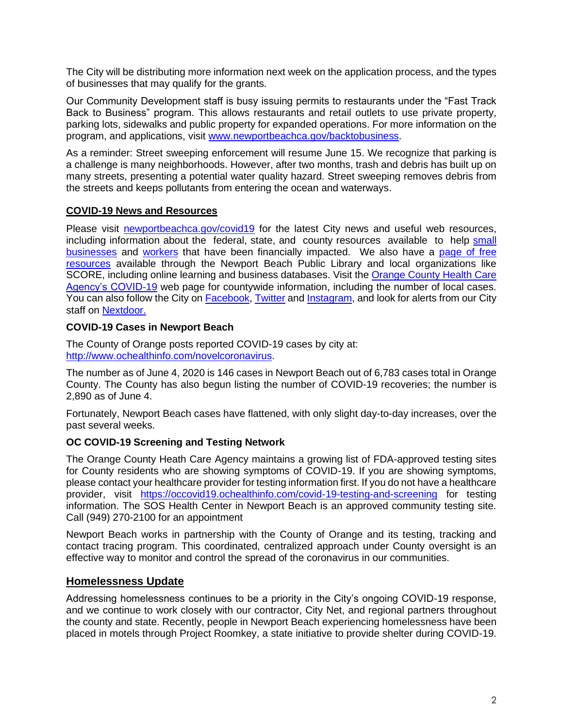The City will be distributing more information next week on the application process, and the types of businesses that may qualify for the grants.

Our Community Development staff is busy issuing permits to restaurants under the "Fast Track Back to Business" program. This allows restaurants and retail outlets to use private property, parking lots, sidewalks and public property for expanded operations. For more information on the program, and applications, visit [www.newportbeachca.gov/backtobusiness](www.newportbeachca.gov/backtobusiness).

As a reminder: Street sweeping enforcement will resume June 15. We recognize that parking is a challenge is many neighborhoods. However, after two months, trash and debris has built up on many streets, presenting a potential water quality hazard. Street sweeping removes debris from the streets and keeps pollutants from entering the ocean and waterways.

## COVID-19 News and Resources

Please visit [newportbeachca.gov/covid19](newportbeachca.gov/covid19) for the latest City news and useful web resources, including information about the federal, state, and county resources available to help small businesses and workers that have been financially impacted. We also have a page of free resources available through the Newport Beach Public Library and local organizations like SCORE, including online learning and business databases. Visit the Orange County Health Care Agency's COVID-19 web page for countywide information, including the number of local cases. You can also follow the City on Facebook, Twitter and Instagram, and look for alerts from our City staff on Nextdoor.

### COVID-19 Cases in Newport Beach

The County of Orange posts reported COVID-19 cases by city at:
[http://www.ochealthinfo.com/novelcoronavirus](http://www.ochealthinfo.com/novelcoronavirus).

The number as of June 4, 2020 is 146 cases in Newport Beach out of 6,783 cases total in Orange County. The County has also begun listing the number of COVID-19 recoveries; the number is 2,890 as of June 4.

Fortunately, Newport Beach cases have flattened, with only slight day-to-day increases, over the past several weeks.

### OC COVID-19 Screening and Testing Network

The Orange County Heath Care Agency maintains a growing list of FDA-approved testing sites for County residents who are showing symptoms of COVID-19. If you are showing symptoms, please contact your healthcare provider for testing information first. If you do not have a healthcare provider, visit [https://occovid19.ochealthinfo.com/covid-19-testing-and-screening](https://occovid19.ochealthinfo.com/covid-19-testing-and-screening) for testing information. The SOS Health Center in Newport Beach is an approved community testing site. Call (949) 270-2100 for an appointment

Newport Beach works in partnership with the County of Orange and its testing, tracking and contact tracing program. This coordinated, centralized approach under County oversight is an effective way to monitor and control the spread of the coronavirus in our communities.

## Homelessness Update

Addressing homelessness continues to be a priority in the City's ongoing COVID-19 response, and we continue to work closely with our contractor, City Net, and regional partners throughout the county and state. Recently, people in Newport Beach experiencing homelessness have been placed in motels through Project Roomkey, a state initiative to provide shelter during COVID-19.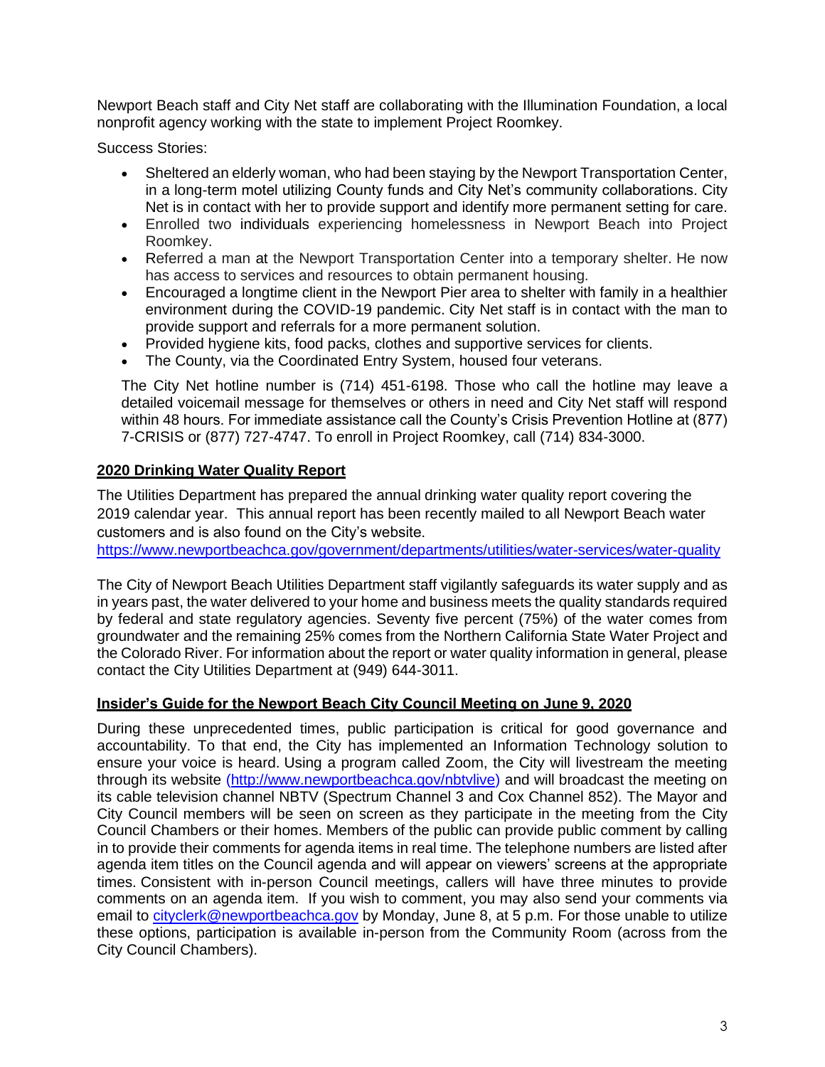Newport Beach staff and City Net staff are collaborating with the Illumination Foundation, a local nonprofit agency working with the state to implement Project Roomkey.

Success Stories:

- Sheltered an elderly woman, who had been staying by the Newport Transportation Center, in a long-term motel utilizing County funds and City Net's community collaborations. City Net is in contact with her to provide support and identify more permanent setting for care.
- Enrolled two individuals experiencing homelessness in Newport Beach into Project Roomkey.
- Referred a man at the Newport Transportation Center into a temporary shelter. He now has access to services and resources to obtain permanent housing.
- Encouraged a longtime client in the Newport Pier area to shelter with family in a healthier environment during the COVID-19 pandemic. City Net staff is in contact with the man to provide support and referrals for a more permanent solution.
- Provided hygiene kits, food packs, clothes and supportive services for clients.
- The County, via the Coordinated Entry System, housed four veterans.

The City Net hotline number is (714) 451-6198. Those who call the hotline may leave a detailed voicemail message for themselves or others in need and City Net staff will respond within 48 hours. For immediate assistance call the County's Crisis Prevention Hotline at (877) 7-CRISIS or (877) 727-4747. To enroll in Project Roomkey, call (714) 834-3000.

## 2020 Drinking Water Quality Report

The Utilities Department has prepared the annual drinking water quality report covering the 2019 calendar year. This annual report has been recently mailed to all Newport Beach water customers and is also found on the City's website.
https://www.newportbeachca.gov/government/departments/utilities/water-services/water-quality

The City of Newport Beach Utilities Department staff vigilantly safeguards its water supply and as in years past, the water delivered to your home and business meets the quality standards required by federal and state regulatory agencies. Seventy five percent (75%) of the water comes from groundwater and the remaining 25% comes from the Northern California State Water Project and the Colorado River. For information about the report or water quality information in general, please contact the City Utilities Department at (949) 644-3011.

## Insider's Guide for the Newport Beach City Council Meeting on June 9, 2020

During these unprecedented times, public participation is critical for good governance and accountability. To that end, the City has implemented an Information Technology solution to ensure your voice is heard. Using a program called Zoom, the City will livestream the meeting through its website (http://www.newportbeachca.gov/nbtvlive) and will broadcast the meeting on its cable television channel NBTV (Spectrum Channel 3 and Cox Channel 852). The Mayor and City Council members will be seen on screen as they participate in the meeting from the City Council Chambers or their homes. Members of the public can provide public comment by calling in to provide their comments for agenda items in real time. The telephone numbers are listed after agenda item titles on the Council agenda and will appear on viewers' screens at the appropriate times. Consistent with in-person Council meetings, callers will have three minutes to provide comments on an agenda item. If you wish to comment, you may also send your comments via email to cityclerk@newportbeachca.gov by Monday, June 8, at 5 p.m. For those unable to utilize these options, participation is available in-person from the Community Room (across from the City Council Chambers).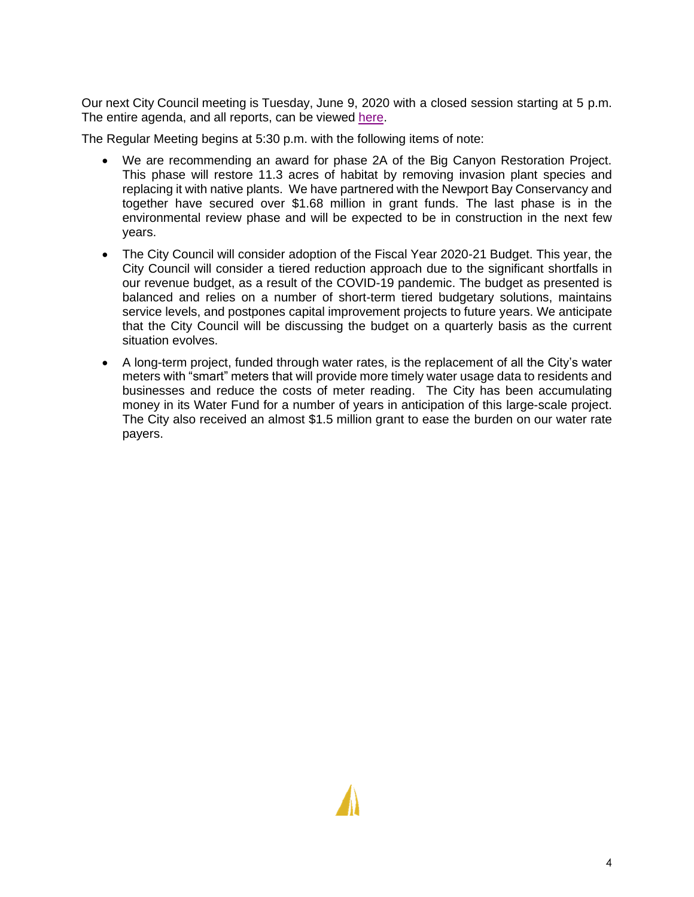Our next City Council meeting is Tuesday, June 9, 2020 with a closed session starting at 5 p.m. The entire agenda, and all reports, can be viewed here.

The Regular Meeting begins at 5:30 p.m. with the following items of note:

- We are recommending an award for phase 2A of the Big Canyon Restoration Project. This phase will restore 11.3 acres of habitat by removing invasion plant species and replacing it with native plants. We have partnered with the Newport Bay Conservancy and together have secured over $1.68 million in grant funds. The last phase is in the environmental review phase and will be expected to be in construction in the next few years.
- The City Council will consider adoption of the Fiscal Year 2020-21 Budget. This year, the City Council will consider a tiered reduction approach due to the significant shortfalls in our revenue budget, as a result of the COVID-19 pandemic. The budget as presented is balanced and relies on a number of short-term tiered budgetary solutions, maintains service levels, and postpones capital improvement projects to future years. We anticipate that the City Council will be discussing the budget on a quarterly basis as the current situation evolves.
- A long-term project, funded through water rates, is the replacement of all the City's water meters with "smart" meters that will provide more timely water usage data to residents and businesses and reduce the costs of meter reading. The City has been accumulating money in its Water Fund for a number of years in anticipation of this large-scale project. The City also received an almost $1.5 million grant to ease the burden on our water rate payers.